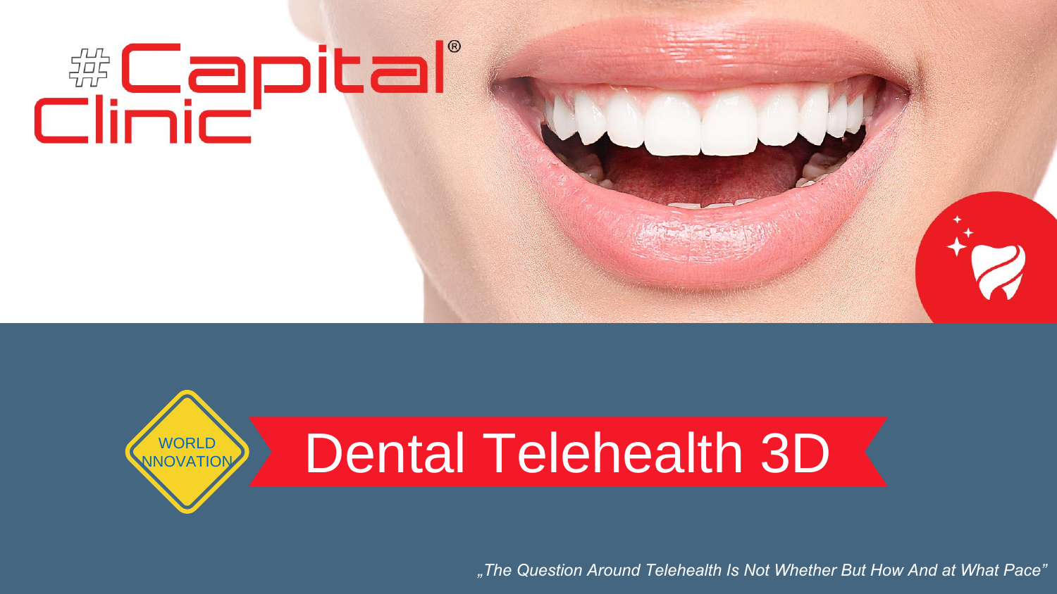# Capital Clinic®

WORLD INNOVATION

# Dental Telehealth 3D

*„The Question Around Telehealth Is Not Whether But How And at What Pace"*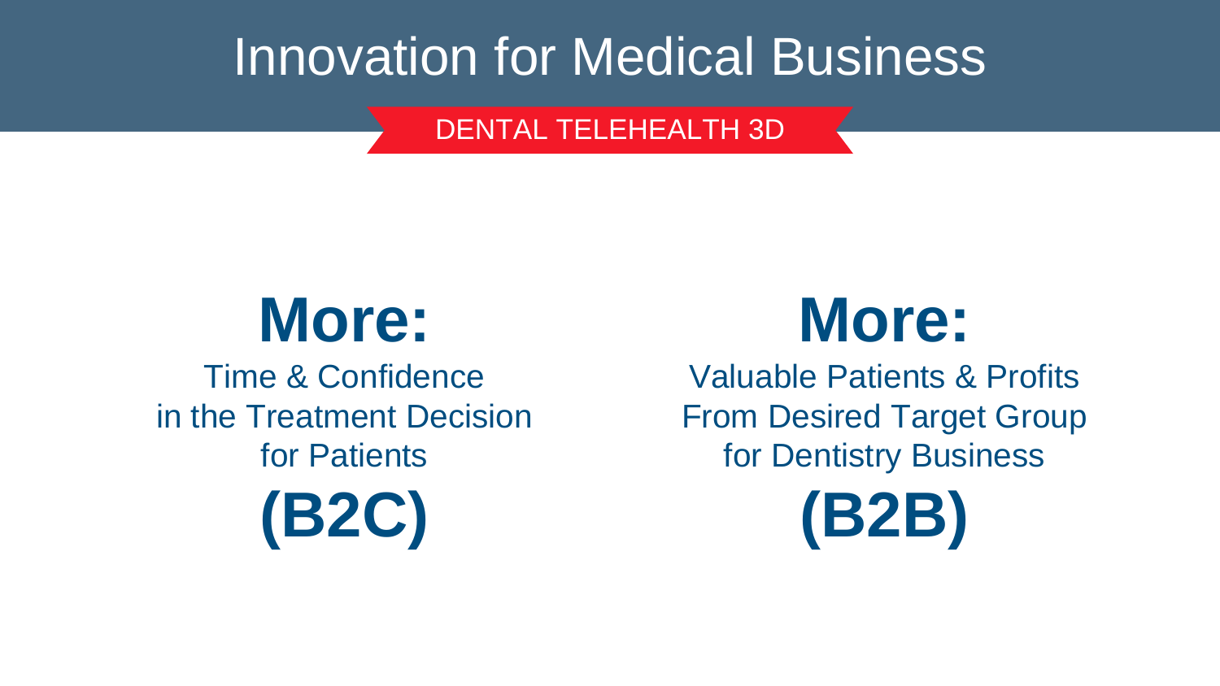# Innovation for Medical Business

DENTAL TELEHEALTH 3D

**More:**

Time & Confidence
in the Treatment Decision
for Patients

**(B2C)**

**More:**

Valuable Patients & Profits
From Desired Target Group
for Dentistry Business

**(B2B)**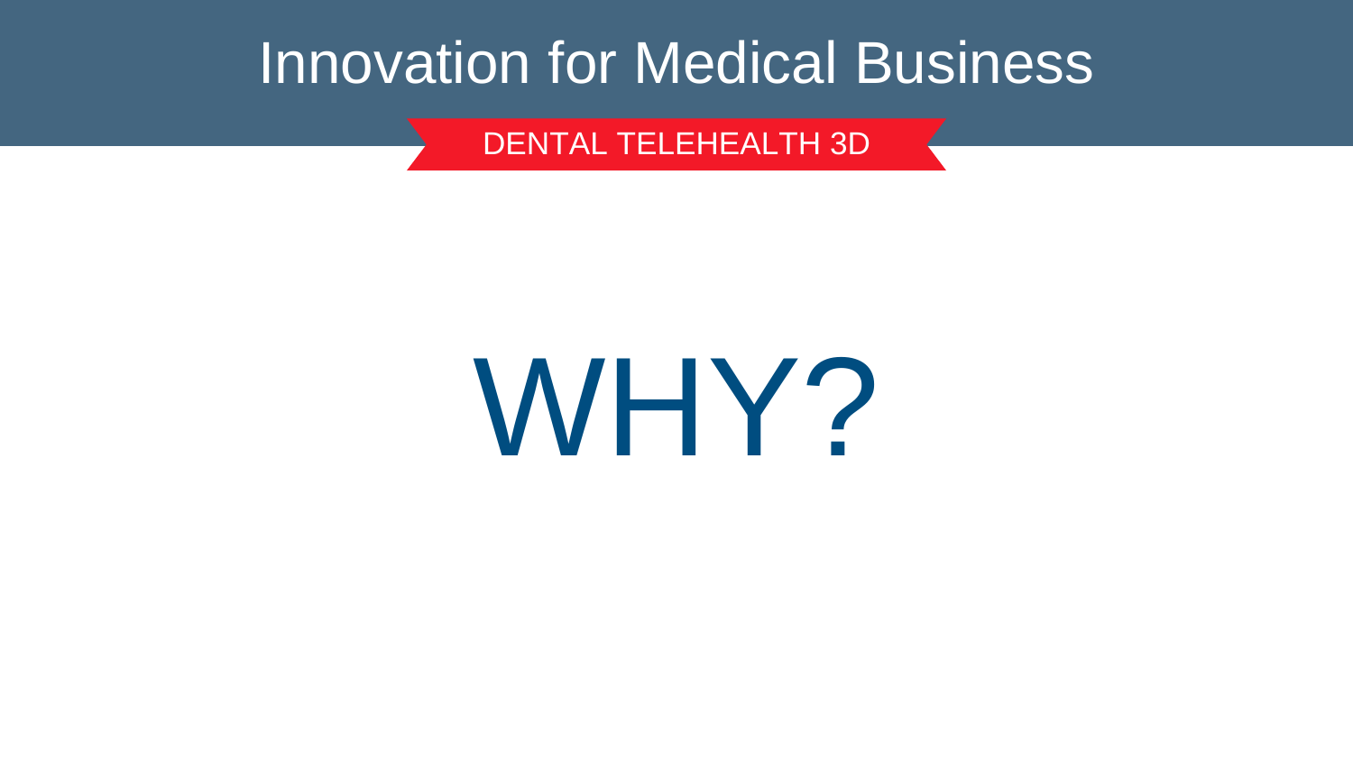# Innovation for Medical Business

DENTAL TELEHEALTH 3D

# WHY?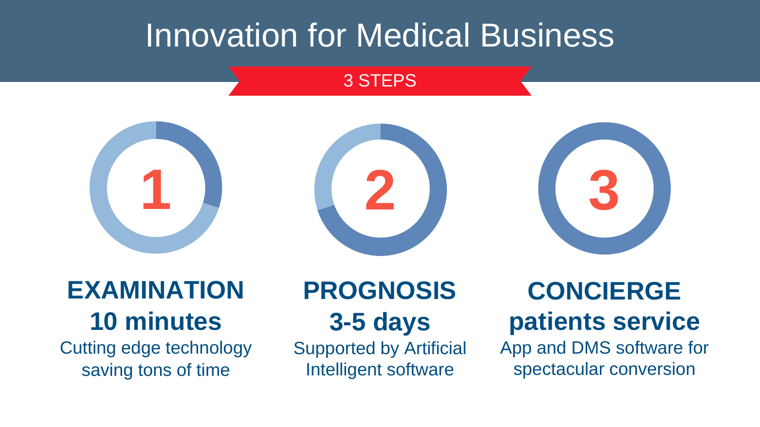# Innovation for Medical Business

3 STEPS

**1**

**EXAMINATION**
**10 minutes**
Cutting edge technology saving tons of time

**2**

**PROGNOSIS**
**3-5 days**
Supported by Artificial Intelligent software

**3**

**CONCIERGE**
**patients service**
App and DMS software for spectacular conversion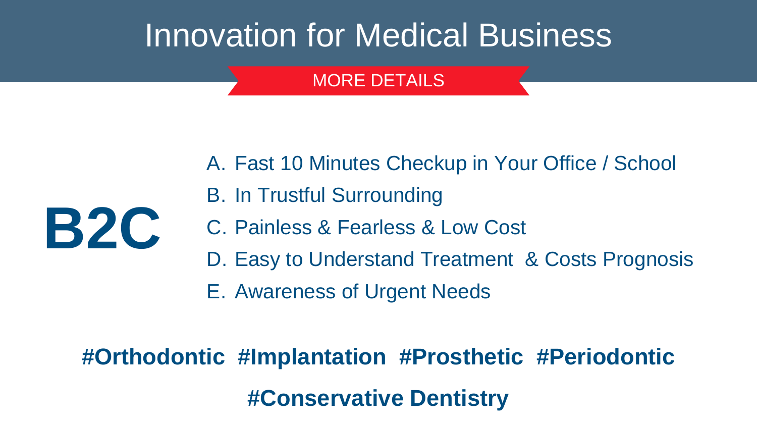# Innovation for Medical Business

MORE DETAILS

## B2C

A. Fast 10 Minutes Checkup in Your Office / School
B. In Trustful Surrounding
C. Painless & Fearless & Low Cost
D. Easy to Understand Treatment & Costs Prognosis
E. Awareness of Urgent Needs

**#Orthodontic #Implantation #Prosthetic #Periodontic**

**#Conservative Dentistry**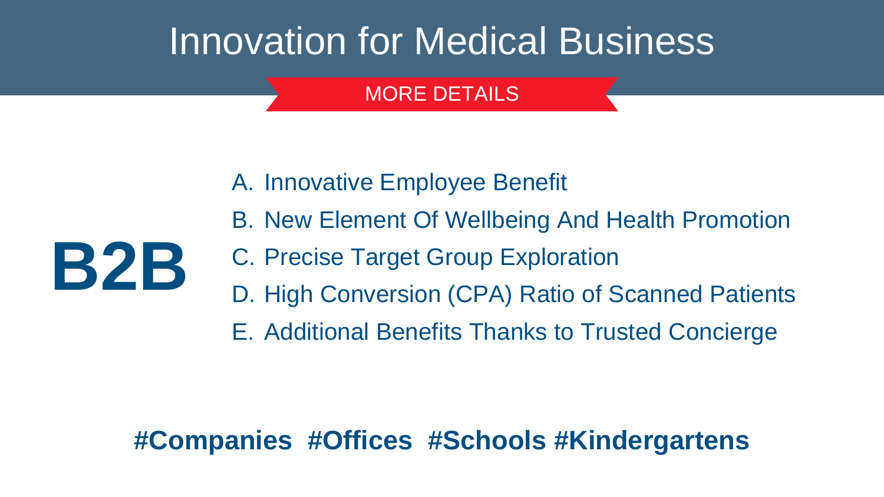# Innovation for Medical Business

MORE DETAILS

## B2B

A. Innovative Employee Benefit
B. New Element Of Wellbeing And Health Promotion
C. Precise Target Group Exploration
D. High Conversion (CPA) Ratio of Scanned Patients
E. Additional Benefits Thanks to Trusted Concierge

**#Companies #Offices #Schools #Kindergartens**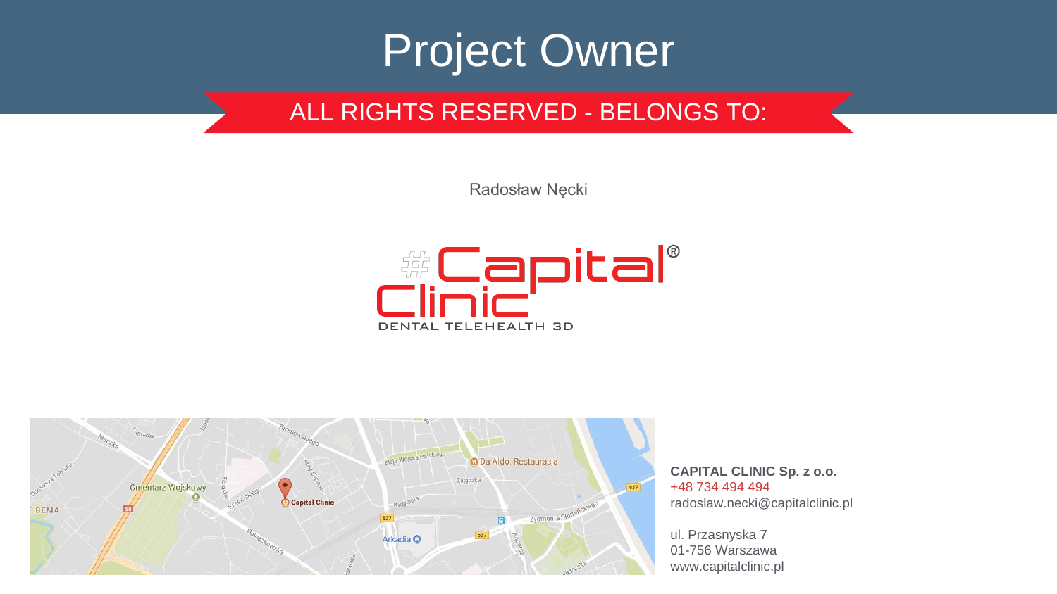# Project Owner

ALL RIGHTS RESERVED - BELONGS TO:

Radosław Nęcki

#Capital Clinic®

DENTAL TELEHEALTH 3D

**CAPITAL CLINIC Sp. z o.o.**
+48 734 494 494
radoslaw.necki@capitalclinic.pl

ul. Przasnyska 7
01-756 Warszawa
www.capitalclinic.pl